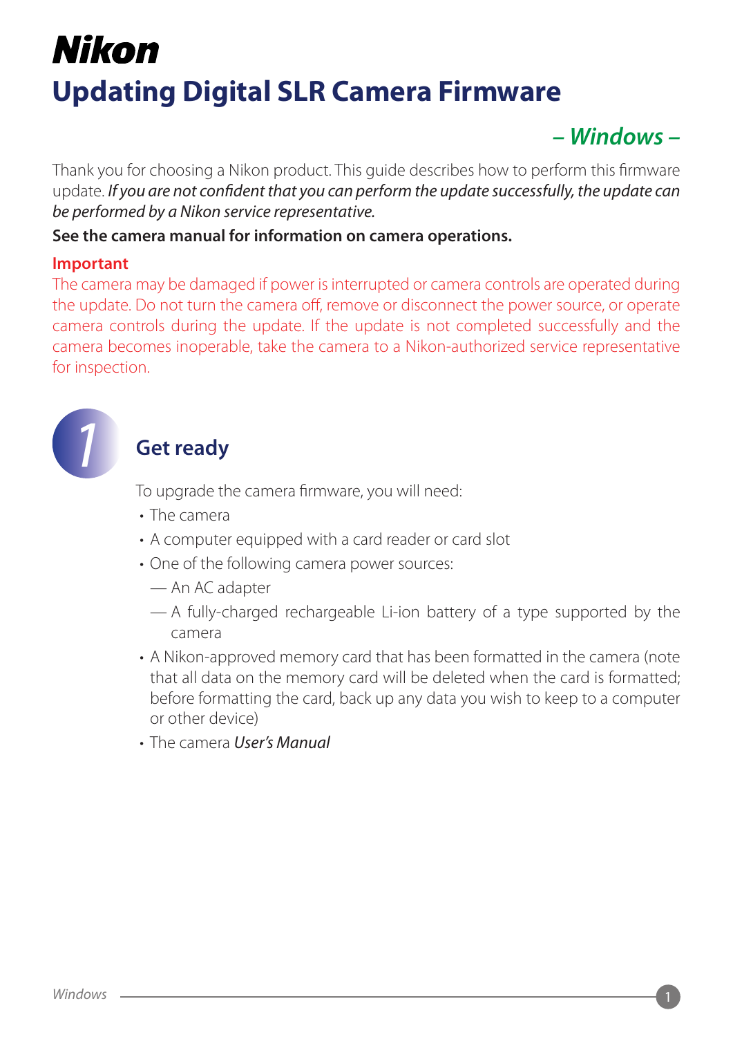# Nikon

# Updating Digital SLR Camera Firmware

*– Windows –*

Thank you for choosing a Nikon product. This guide describes how to perform this firmware update. *If you are not confident that you can perform the update successfully, the update can be performed by a Nikon service representative.*

**See the camera manual for information on camera operations.**

**Important**

The camera may be damaged if power is interrupted or camera controls are operated during the update. Do not turn the camera off, remove or disconnect the power source, or operate camera controls during the update. If the update is not completed successfully and the camera becomes inoperable, take the camera to a Nikon-authorized service representative for inspection.

## 1 Get ready

To upgrade the camera firmware, you will need:

- The camera
- A computer equipped with a card reader or card slot
- One of the following camera power sources:
  - — An AC adapter
  - — A fully-charged rechargeable Li-ion battery of a type supported by the camera
- A Nikon-approved memory card that has been formatted in the camera (note that all data on the memory card will be deleted when the card is formatted; before formatting the card, back up any data you wish to keep to a computer or other device)
- The camera *User's Manual*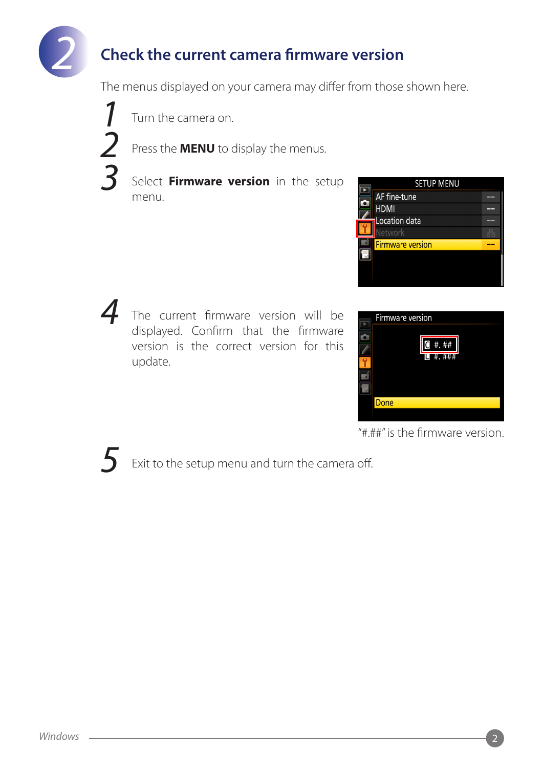## 2 Check the current camera firmware version

The menus displayed on your camera may differ from those shown here.

1. Turn the camera on.
2. Press the **MENU** to display the menus.
3. Select **Firmware version** in the setup menu.
4. The current firmware version will be displayed. Confirm that the firmware version is the correct version for this update.

"#.##" is the firmware version.

5. Exit to the setup menu and turn the camera off.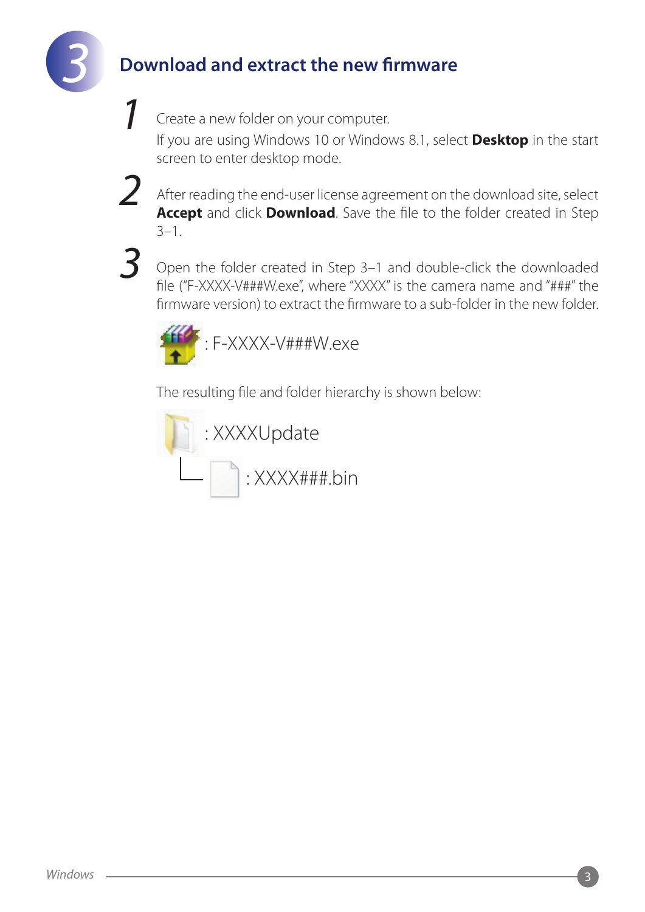## 3 Download and extract the new firmware

1. Create a new folder on your computer.
   If you are using Windows 10 or Windows 8.1, select **Desktop** in the start screen to enter desktop mode.

2. After reading the end-user license agreement on the download site, select **Accept** and click **Download**. Save the file to the folder created in Step 3–1.

3. Open the folder created in Step 3–1 and double-click the downloaded file ("F-XXXX-V###W.exe", where "XXXX" is the camera name and "###" the firmware version) to extract the firmware to a sub-folder in the new folder.

   : F-XXXX-V###W.exe

   The resulting file and folder hierarchy is shown below:

   : XXXXUpdate

   └ : XXXX###.bin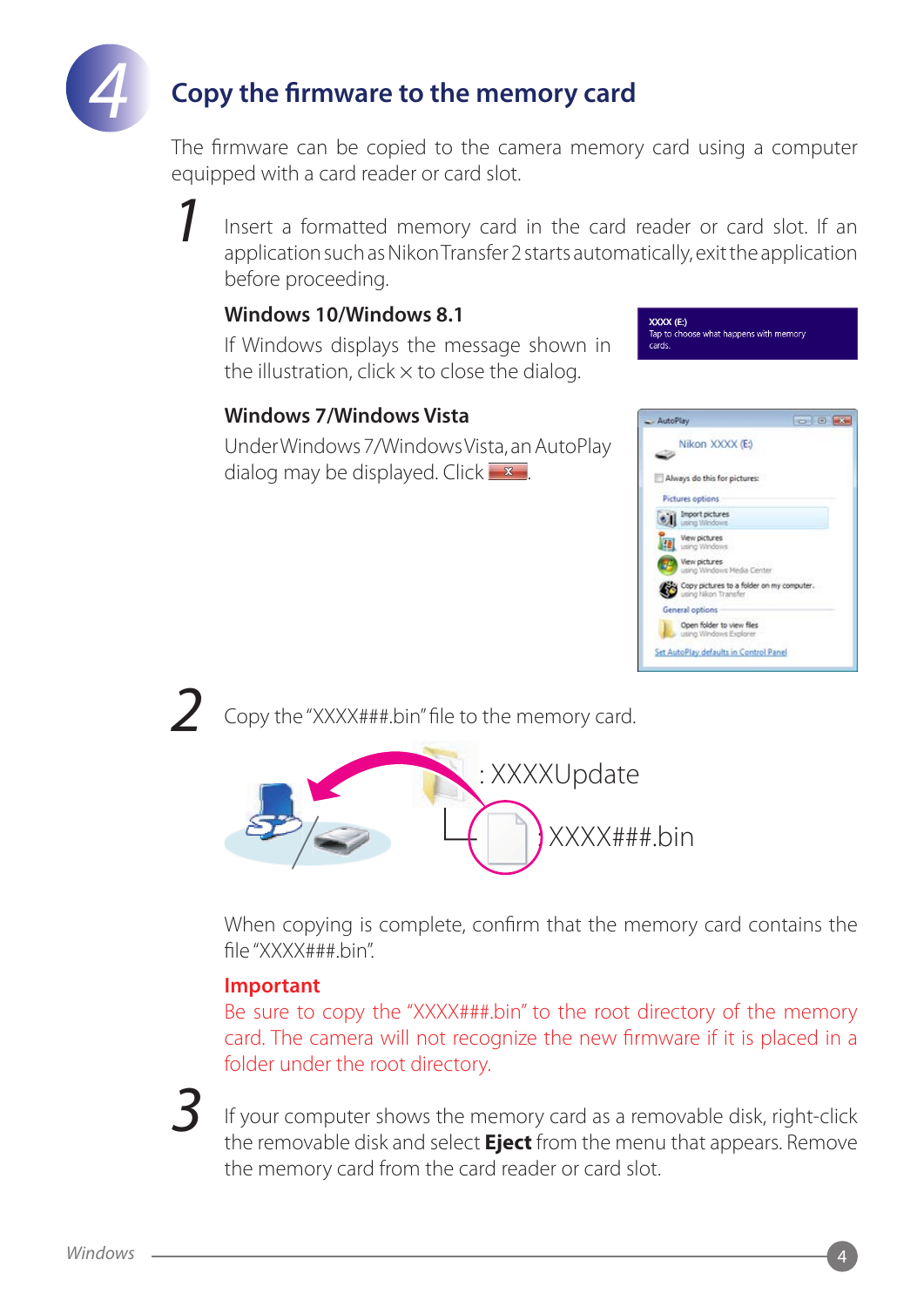## 4 Copy the firmware to the memory card

The firmware can be copied to the camera memory card using a computer equipped with a card reader or card slot.

**1** Insert a formatted memory card in the card reader or card slot. If an application such as Nikon Transfer 2 starts automatically, exit the application before proceeding.

### Windows 10/Windows 8.1

If Windows displays the message shown in the illustration, click × to close the dialog.

### Windows 7/Windows Vista

Under Windows 7/Windows Vista, an AutoPlay dialog may be displayed. Click ☒.

**2** Copy the "XXXX###.bin" file to the memory card.

: XXXXUpdate

XXXX###.bin

When copying is complete, confirm that the memory card contains the file "XXXX###.bin".

**Important**

Be sure to copy the "XXXX###.bin" to the root directory of the memory card. The camera will not recognize the new firmware if it is placed in a folder under the root directory.

**3** If your computer shows the memory card as a removable disk, right-click the removable disk and select **Eject** from the menu that appears. Remove the memory card from the card reader or card slot.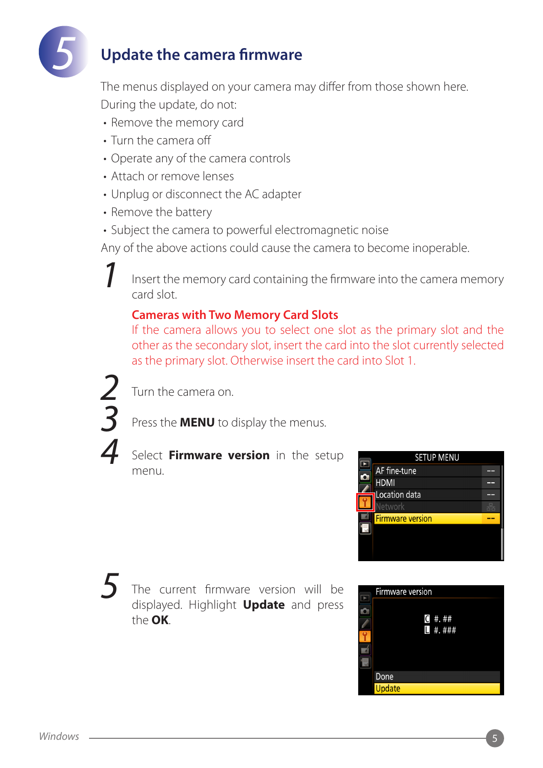# 5 Update the camera firmware

The menus displayed on your camera may differ from those shown here.

During the update, do not:

- Remove the memory card
- Turn the camera off
- Operate any of the camera controls
- Attach or remove lenses
- Unplug or disconnect the AC adapter
- Remove the battery
- Subject the camera to powerful electromagnetic noise

Any of the above actions could cause the camera to become inoperable.

1. Insert the memory card containing the firmware into the camera memory card slot.

   **Cameras with Two Memory Card Slots**
   If the camera allows you to select one slot as the primary slot and the other as the secondary slot, insert the card into the slot currently selected as the primary slot. Otherwise insert the card into Slot 1.

2. Turn the camera on.

3. Press the **MENU** to display the menus.

4. Select **Firmware version** in the setup menu.

5. The current firmware version will be displayed. Highlight **Update** and press the **OK**.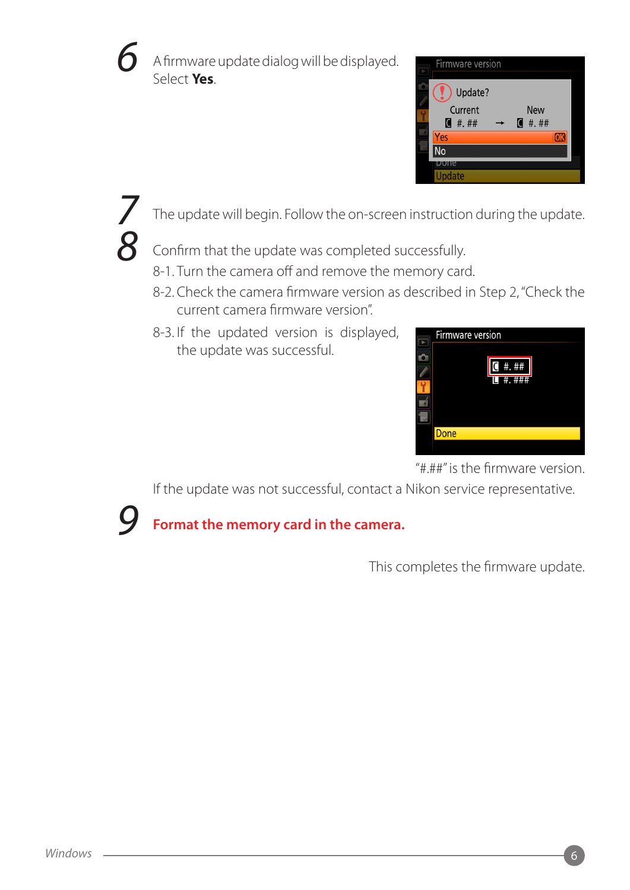**6** A firmware update dialog will be displayed. Select **Yes**.

**7** The update will begin. Follow the on-screen instruction during the update.

**8** Confirm that the update was completed successfully.

8-1. Turn the camera off and remove the memory card.

8-2. Check the camera firmware version as described in Step 2, "Check the current camera firmware version".

8-3. If the updated version is displayed, the update was successful.

"#.##" is the firmware version.

If the update was not successful, contact a Nikon service representative.

**9** **Format the memory card in the camera.**

This completes the firmware update.